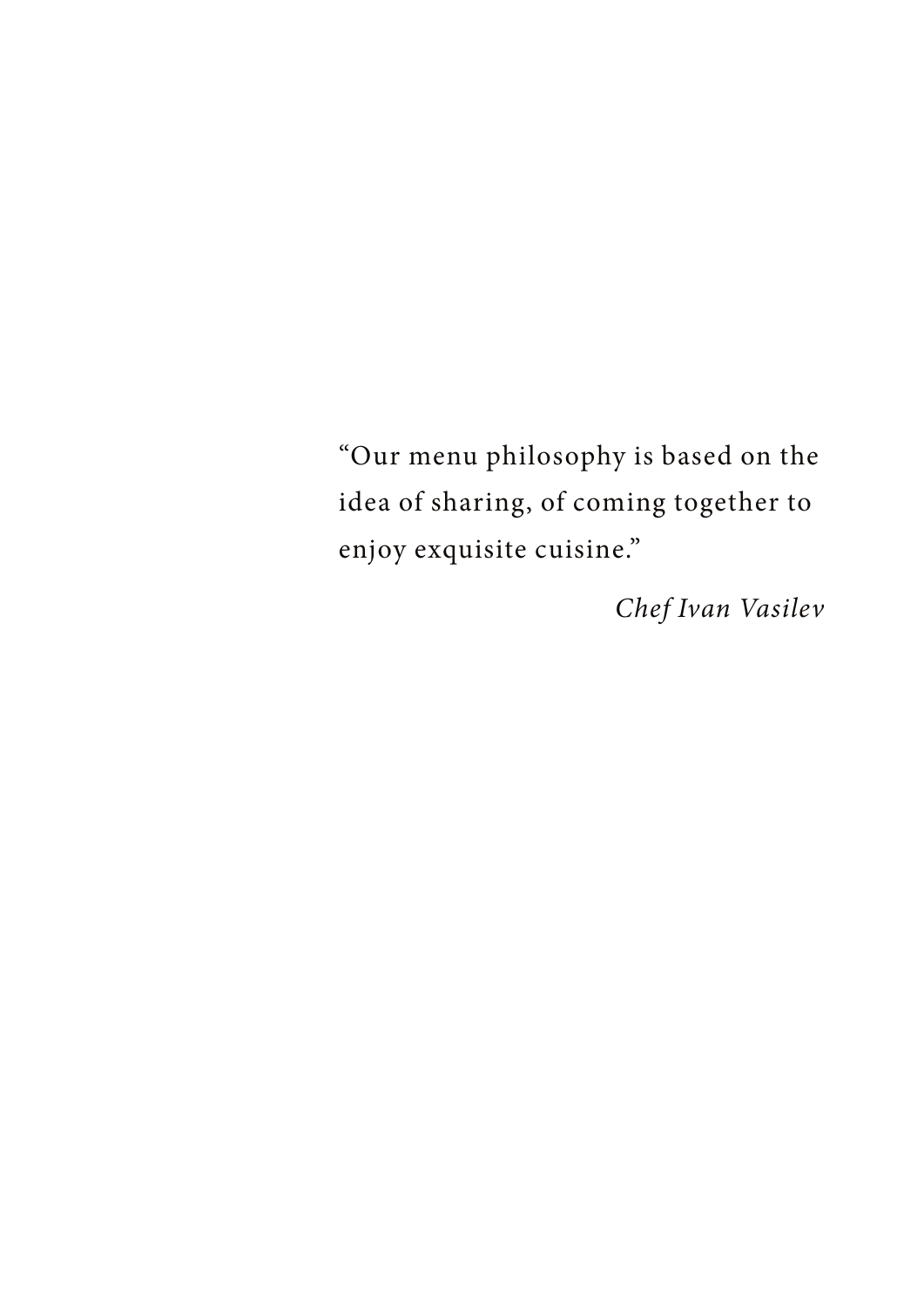"Our menu philosophy is based on the idea of sharing, of coming together to enjoy exquisite cuisine."

*Chef Ivan Vasilev*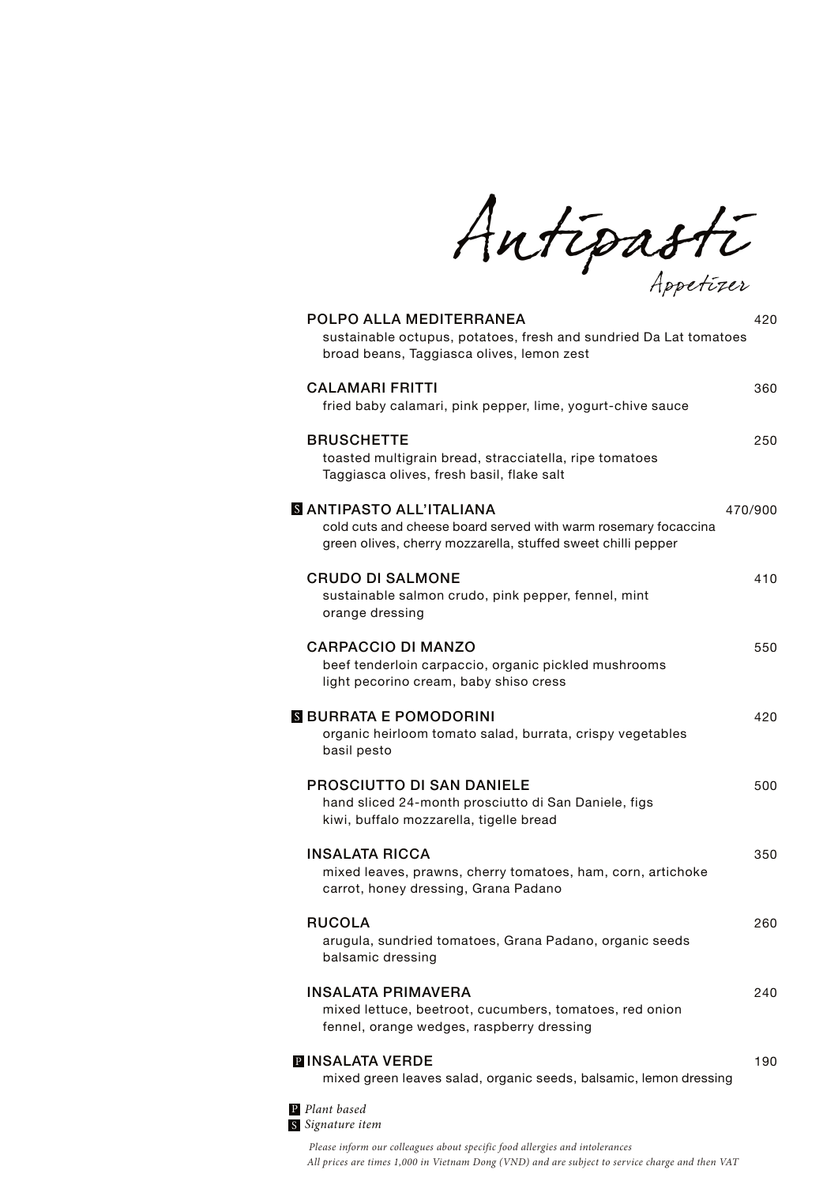# Antipasti

## Appetizer

**POLPO ALLA MEDITERRANEA** 420
sustainable octupus, potatoes, fresh and sundried Da Lat tomatoes
broad beans, Taggiasca olives, lemon zest

**CALAMARI FRITTI** 360
fried baby calamari, pink pepper, lime, yogurt-chive sauce

**BRUSCHETTE** 250
toasted multigrain bread, stracciatella, ripe tomatoes
Taggiasca olives, fresh basil, flake salt

S **ANTIPASTO ALL'ITALIANA** 470/900
cold cuts and cheese board served with warm rosemary focaccina
green olives, cherry mozzarella, stuffed sweet chilli pepper

**CRUDO DI SALMONE** 410
sustainable salmon crudo, pink pepper, fennel, mint
orange dressing

**CARPACCIO DI MANZO** 550
beef tenderloin carpaccio, organic pickled mushrooms
light pecorino cream, baby shiso cress

S **BURRATA E POMODORINI** 420
organic heirloom tomato salad, burrata, crispy vegetables
basil pesto

**PROSCIUTTO DI SAN DANIELE** 500
hand sliced 24-month prosciutto di San Daniele, figs
kiwi, buffalo mozzarella, tigelle bread

**INSALATA RICCA** 350
mixed leaves, prawns, cherry tomatoes, ham, corn, artichoke
carrot, honey dressing, Grana Padano

**RUCOLA** 260
arugula, sundried tomatoes, Grana Padano, organic seeds
balsamic dressing

**INSALATA PRIMAVERA** 240
mixed lettuce, beetroot, cucumbers, tomatoes, red onion
fennel, orange wedges, raspberry dressing

P **INSALATA VERDE** 190
mixed green leaves salad, organic seeds, balsamic, lemon dressing

P *Plant based*
S *Signature item*

*Please inform our colleagues about specific food allergies and intolerances*
*All prices are times 1,000 in Vietnam Dong (VND) and are subject to service charge and then VAT*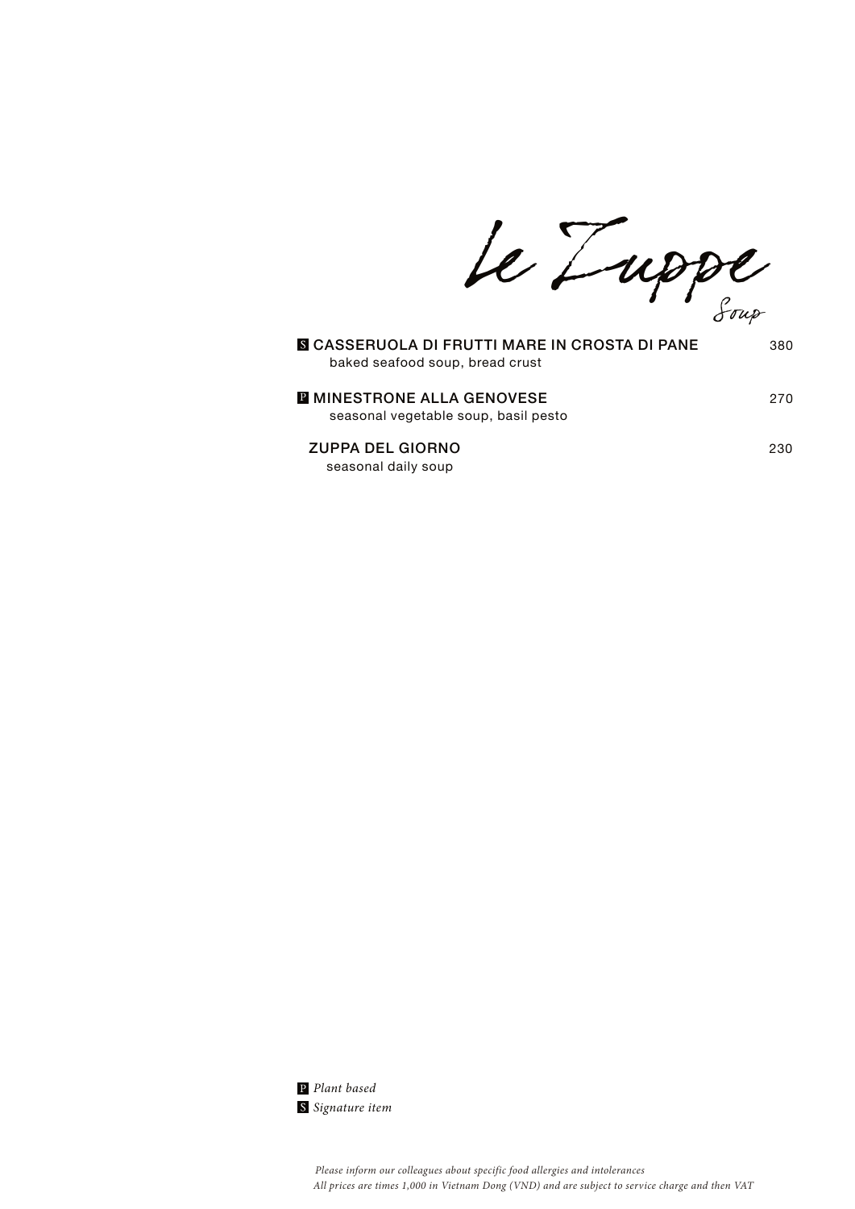# Le Zuppe

Soup

**S CASSERUOLA DI FRUTTI MARE IN CROSTA DI PANE** 380
baked seafood soup, bread crust

**P MINESTRONE ALLA GENOVESE** 270
seasonal vegetable soup, basil pesto

**ZUPPA DEL GIORNO** 230
seasonal daily soup

P *Plant based*
S *Signature item*

*Please inform our colleagues about specific food allergies and intolerances*
*All prices are times 1,000 in Vietnam Dong (VND) and are subject to service charge and then VAT*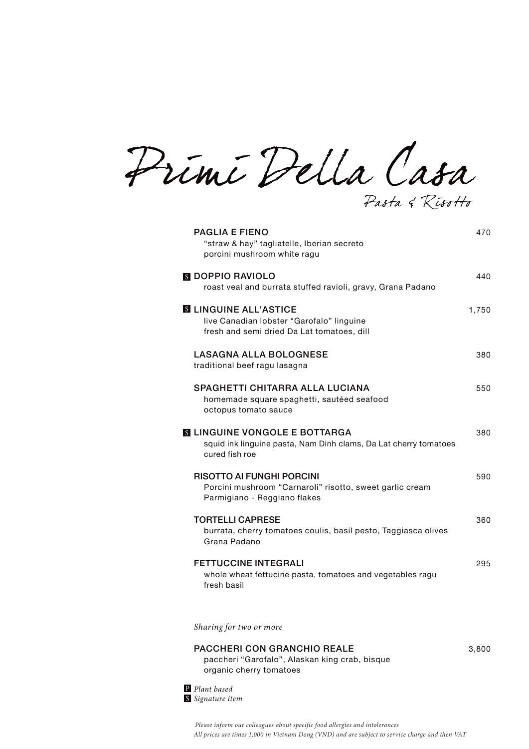# Primi Della Casa

## Pasta & Risotto

**PAGLIA E FIENO** 470
"straw & hay" tagliatelle, Iberian secreto
porcini mushroom white ragu

S **DOPPIO RAVIOLO** 440
roast veal and burrata stuffed ravioli, gravy, Grana Padano

S **LINGUINE ALL'ASTICE** 1,750
live Canadian lobster "Garofalo" linguine
fresh and semi dried Da Lat tomatoes, dill

**LASAGNA ALLA BOLOGNESE** 380
traditional beef ragu lasagna

**SPAGHETTI CHITARRA ALLA LUCIANA** 550
homemade square spaghetti, sautéed seafood
octopus tomato sauce

S **LINGUINE VONGOLE E BOTTARGA** 380
squid ink linguine pasta, Nam Dinh clams, Da Lat cherry tomatoes
cured fish roe

**RISOTTO AI FUNGHI PORCINI** 590
Porcini mushroom "Carnaroli" risotto, sweet garlic cream
Parmigiano - Reggiano flakes

**TORTELLI CAPRESE** 360
burrata, cherry tomatoes coulis, basil pesto, Taggiasca olives
Grana Padano

**FETTUCCINE INTEGRALI** 295
whole wheat fettucine pasta, tomatoes and vegetables ragu
fresh basil

*Sharing for two or more*

**PACCHERI CON GRANCHIO REALE** 3,800
paccheri "Garofalo", Alaskan king crab, bisque
organic cherry tomatoes

P *Plant based*
S *Signature item*

*Please inform our colleagues about specific food allergies and intolerances*
*All prices are times 1,000 in Vietnam Dong (VND) and are subject to service charge and then VAT*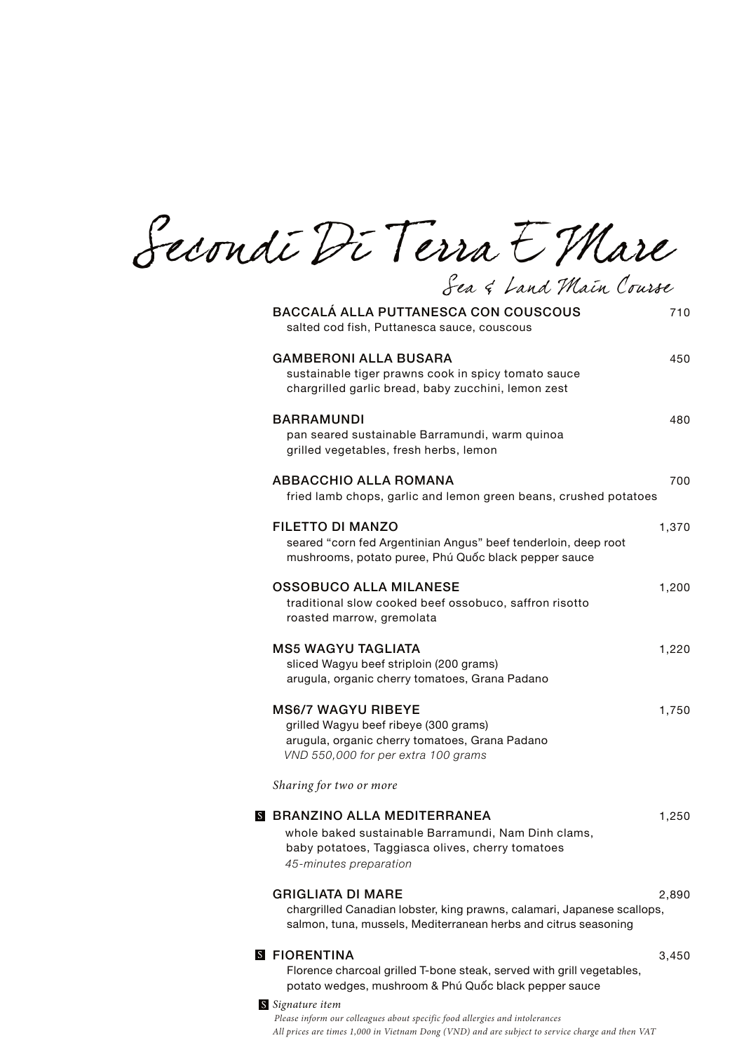# Secondi Di Terra E Mare

## Sea & Land Main Course

**BACCALÁ ALLA PUTTANESCA CON COUSCOUS** 710
salted cod fish, Puttanesca sauce, couscous

**GAMBERONI ALLA BUSARA** 450
sustainable tiger prawns cook in spicy tomato sauce
chargrilled garlic bread, baby zucchini, lemon zest

**BARRAMUNDI** 480
pan seared sustainable Barramundi, warm quinoa
grilled vegetables, fresh herbs, lemon

**ABBACCHIO ALLA ROMANA** 700
fried lamb chops, garlic and lemon green beans, crushed potatoes

**FILETTO DI MANZO** 1,370
seared "corn fed Argentinian Angus" beef tenderloin, deep root
mushrooms, potato puree, Phú Quốc black pepper sauce

**OSSOBUCO ALLA MILANESE** 1,200
traditional slow cooked beef ossobuco, saffron risotto
roasted marrow, gremolata

**MS5 WAGYU TAGLIATA** 1,220
sliced Wagyu beef striploin (200 grams)
arugula, organic cherry tomatoes, Grana Padano

**MS6/7 WAGYU RIBEYE** 1,750
grilled Wagyu beef ribeye (300 grams)
arugula, organic cherry tomatoes, Grana Padano
*VND 550,000 for per extra 100 grams*

*Sharing for two or more*

S **BRANZINO ALLA MEDITERRANEA** 1,250
whole baked sustainable Barramundi, Nam Dinh clams,
baby potatoes, Taggiasca olives, cherry tomatoes
*45-minutes preparation*

**GRIGLIATA DI MARE** 2,890
chargrilled Canadian lobster, king prawns, calamari, Japanese scallops,
salmon, tuna, mussels, Mediterranean herbs and citrus seasoning

S **FIORENTINA** 3,450
Florence charcoal grilled T-bone steak, served with grill vegetables,
potato wedges, mushroom & Phú Quốc black pepper sauce

S *Signature item*

*Please inform our colleagues about specific food allergies and intolerances*

*All prices are times 1,000 in Vietnam Dong (VND) and are subject to service charge and then VAT*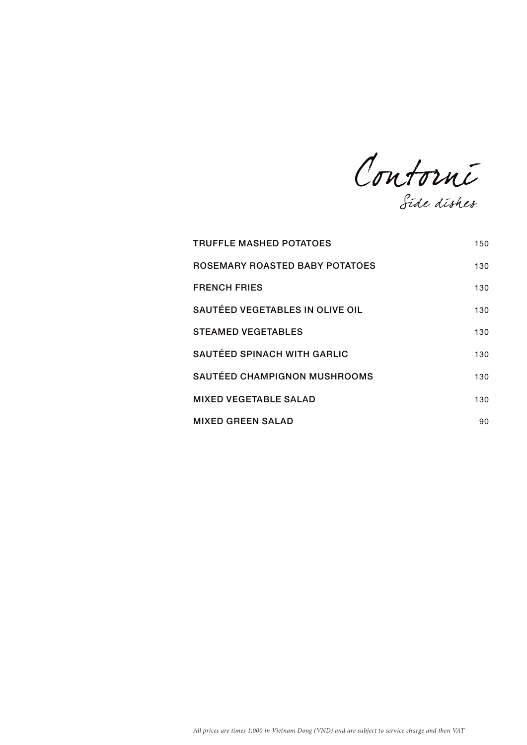# Contorni

## Side dishes

| | |
|---|---|
| TRUFFLE MASHED POTATOES | 150 |
| ROSEMARY ROASTED BABY POTATOES | 130 |
| FRENCH FRIES | 130 |
| SAUTÉED VEGETABLES IN OLIVE OIL | 130 |
| STEAMED VEGETABLES | 130 |
| SAUTÉED SPINACH WITH GARLIC | 130 |
| SAUTÉED CHAMPIGNON MUSHROOMS | 130 |
| MIXED VEGETABLE SALAD | 130 |
| MIXED GREEN SALAD | 90 |

*All prices are times 1,000 in Vietnam Dong (VND) and are subject to service charge and then VAT*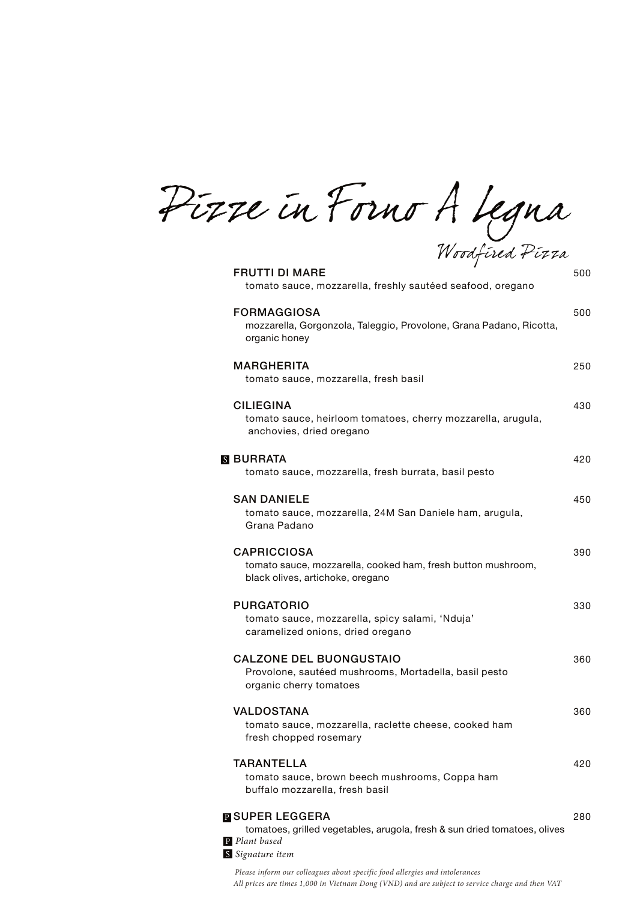# Pizze in Forno A Legna

## Woodfired Pizza

**FRUTTI DI MARE** 500
tomato sauce, mozzarella, freshly sautéed seafood, oregano

**FORMAGGIOSA** 500
mozzarella, Gorgonzola, Taleggio, Provolone, Grana Padano, Ricotta, organic honey

**MARGHERITA** 250
tomato sauce, mozzarella, fresh basil

**CILIEGINA** 430
tomato sauce, heirloom tomatoes, cherry mozzarella, arugula, anchovies, dried oregano

S **BURRATA** 420
tomato sauce, mozzarella, fresh burrata, basil pesto

**SAN DANIELE** 450
tomato sauce, mozzarella, 24M San Daniele ham, arugula, Grana Padano

**CAPRICCIOSA** 390
tomato sauce, mozzarella, cooked ham, fresh button mushroom, black olives, artichoke, oregano

**PURGATORIO** 330
tomato sauce, mozzarella, spicy salami, 'Nduja' caramelized onions, dried oregano

**CALZONE DEL BUONGUSTAIO** 360
Provolone, sautéed mushrooms, Mortadella, basil pesto organic cherry tomatoes

**VALDOSTANA** 360
tomato sauce, mozzarella, raclette cheese, cooked ham fresh chopped rosemary

**TARANTELLA** 420
tomato sauce, brown beech mushrooms, Coppa ham buffalo mozzarella, fresh basil

P **SUPER LEGGERA** 280
tomatoes, grilled vegetables, arugola, fresh & sun dried tomatoes, olives

P *Plant based*

S *Signature item*

*Please inform our colleagues about specific food allergies and intolerances*

*All prices are times 1,000 in Vietnam Dong (VND) and are subject to service charge and then VAT*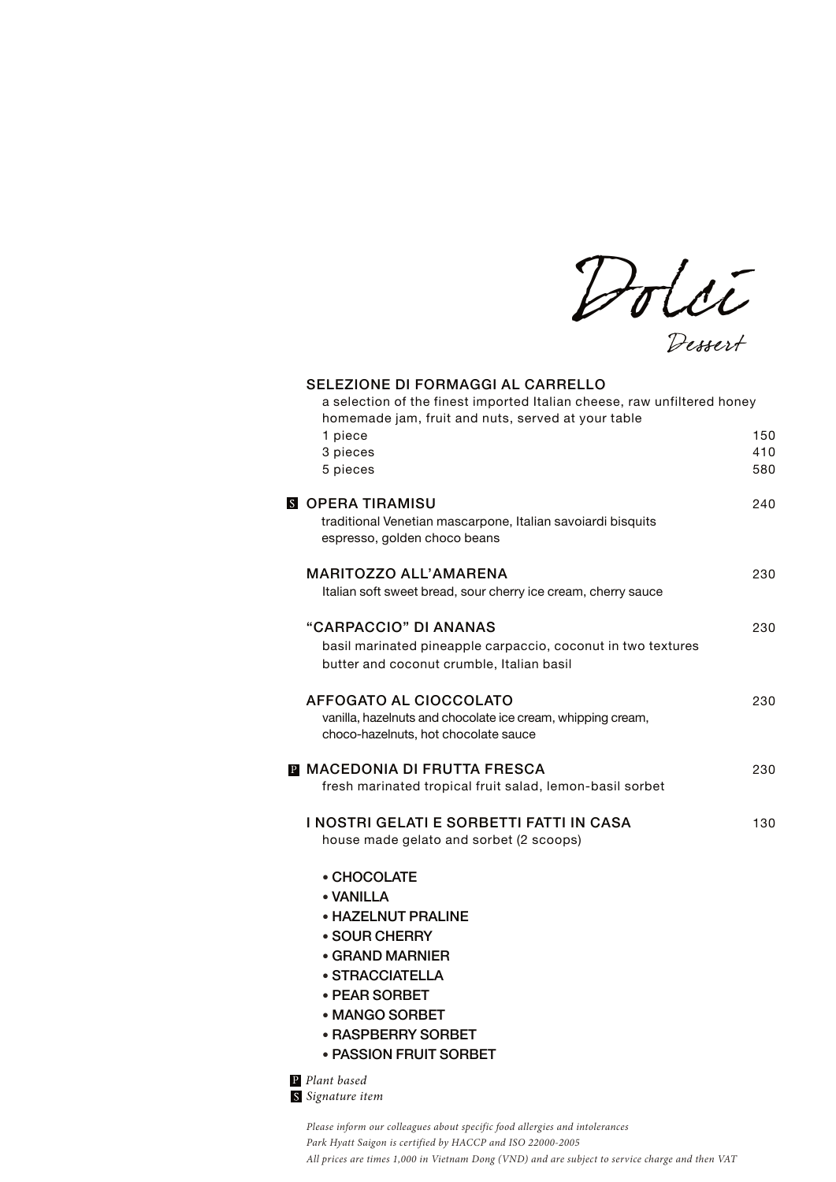# Dolci

## Dessert

**SELEZIONE DI FORMAGGI AL CARRELLO**
a selection of the finest imported Italian cheese, raw unfiltered honey
homemade jam, fruit and nuts, served at your table

| | |
|---|---|
| 1 piece | 150 |
| 3 pieces | 410 |
| 5 pieces | 580 |

S **OPERA TIRAMISU** 240
traditional Venetian mascarpone, Italian savoiardi bisquits
espresso, golden choco beans

**MARITOZZO ALL'AMARENA** 230
Italian soft sweet bread, sour cherry ice cream, cherry sauce

**"CARPACCIO" DI ANANAS** 230
basil marinated pineapple carpaccio, coconut in two textures
butter and coconut crumble, Italian basil

**AFFOGATO AL CIOCCOLATO** 230
vanilla, hazelnuts and chocolate ice cream, whipping cream,
choco-hazelnuts, hot chocolate sauce

P **MACEDONIA DI FRUTTA FRESCA** 230
fresh marinated tropical fruit salad, lemon-basil sorbet

**I NOSTRI GELATI E SORBETTI FATTI IN CASA** 130
house made gelato and sorbet (2 scoops)

- CHOCOLATE
- VANILLA
- HAZELNUT PRALINE
- SOUR CHERRY
- GRAND MARNIER
- STRACCIATELLA
- PEAR SORBET
- MANGO SORBET
- RASPBERRY SORBET
- PASSION FRUIT SORBET

P *Plant based*
S *Signature item*

*Please inform our colleagues about specific food allergies and intolerances*
*Park Hyatt Saigon is certified by HACCP and ISO 22000-2005*
*All prices are times 1,000 in Vietnam Dong (VND) and are subject to service charge and then VAT*